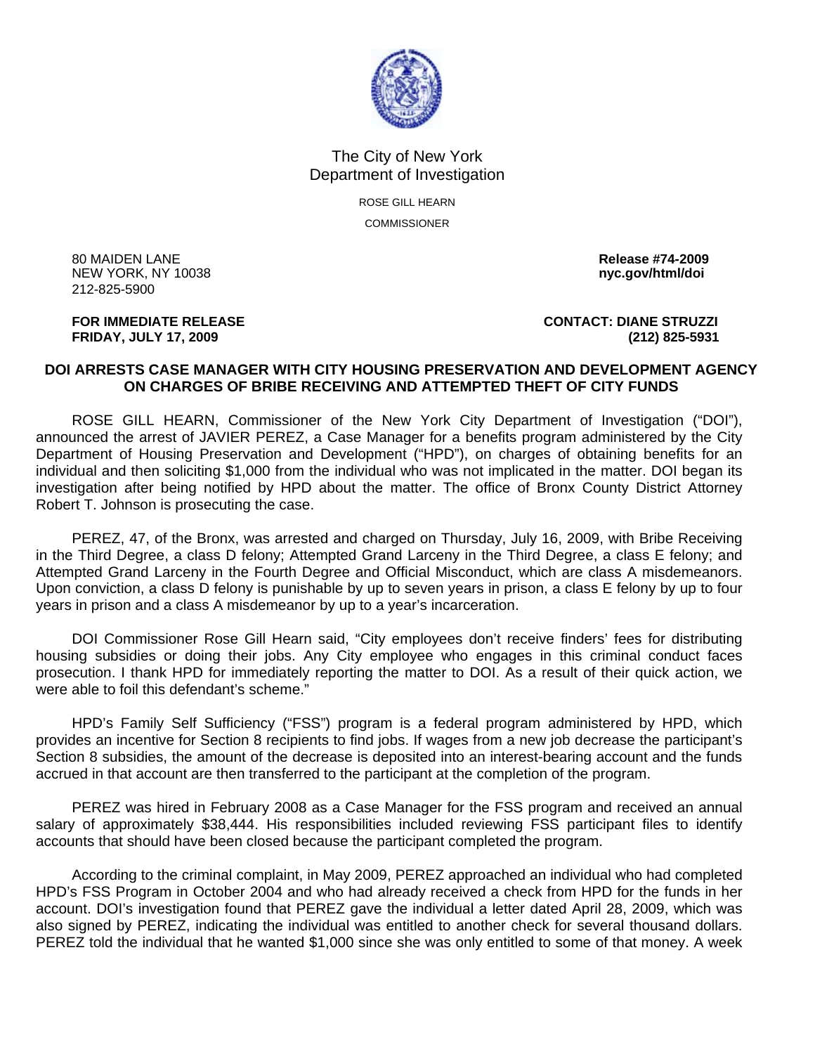The City of New York
Department of Investigation

ROSE GILL HEARN

COMMISSIONER

80 MAIDEN LANE
NEW YORK, NY 10038
212-825-5900

**Release #74-2009**
**nyc.gov/html/doi**

**FOR IMMEDIATE RELEASE**
**FRIDAY, JULY 17, 2009**

**CONTACT: DIANE STRUZZI**
**(212) 825-5931**

## DOI ARRESTS CASE MANAGER WITH CITY HOUSING PRESERVATION AND DEVELOPMENT AGENCY ON CHARGES OF BRIBE RECEIVING AND ATTEMPTED THEFT OF CITY FUNDS

ROSE GILL HEARN, Commissioner of the New York City Department of Investigation ("DOI"), announced the arrest of JAVIER PEREZ, a Case Manager for a benefits program administered by the City Department of Housing Preservation and Development ("HPD"), on charges of obtaining benefits for an individual and then soliciting $1,000 from the individual who was not implicated in the matter. DOI began its investigation after being notified by HPD about the matter. The office of Bronx County District Attorney Robert T. Johnson is prosecuting the case.

PEREZ, 47, of the Bronx, was arrested and charged on Thursday, July 16, 2009, with Bribe Receiving in the Third Degree, a class D felony; Attempted Grand Larceny in the Third Degree, a class E felony; and Attempted Grand Larceny in the Fourth Degree and Official Misconduct, which are class A misdemeanors. Upon conviction, a class D felony is punishable by up to seven years in prison, a class E felony by up to four years in prison and a class A misdemeanor by up to a year's incarceration.

DOI Commissioner Rose Gill Hearn said, "City employees don't receive finders' fees for distributing housing subsidies or doing their jobs. Any City employee who engages in this criminal conduct faces prosecution. I thank HPD for immediately reporting the matter to DOI. As a result of their quick action, we were able to foil this defendant's scheme."

HPD's Family Self Sufficiency ("FSS") program is a federal program administered by HPD, which provides an incentive for Section 8 recipients to find jobs. If wages from a new job decrease the participant's Section 8 subsidies, the amount of the decrease is deposited into an interest-bearing account and the funds accrued in that account are then transferred to the participant at the completion of the program.

PEREZ was hired in February 2008 as a Case Manager for the FSS program and received an annual salary of approximately $38,444. His responsibilities included reviewing FSS participant files to identify accounts that should have been closed because the participant completed the program.

According to the criminal complaint, in May 2009, PEREZ approached an individual who had completed HPD's FSS Program in October 2004 and who had already received a check from HPD for the funds in her account. DOI's investigation found that PEREZ gave the individual a letter dated April 28, 2009, which was also signed by PEREZ, indicating the individual was entitled to another check for several thousand dollars. PEREZ told the individual that he wanted $1,000 since she was only entitled to some of that money. A week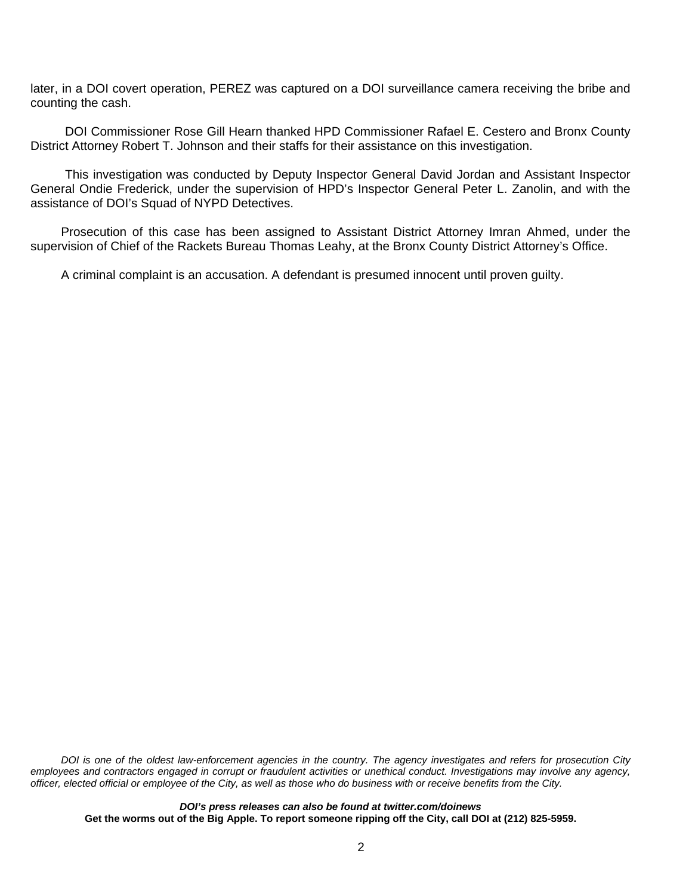later, in a DOI covert operation, PEREZ was captured on a DOI surveillance camera receiving the bribe and counting the cash.

DOI Commissioner Rose Gill Hearn thanked HPD Commissioner Rafael E. Cestero and Bronx County District Attorney Robert T. Johnson and their staffs for their assistance on this investigation.

This investigation was conducted by Deputy Inspector General David Jordan and Assistant Inspector General Ondie Frederick, under the supervision of HPD's Inspector General Peter L. Zanolin, and with the assistance of DOI's Squad of NYPD Detectives.

Prosecution of this case has been assigned to Assistant District Attorney Imran Ahmed, under the supervision of Chief of the Rackets Bureau Thomas Leahy, at the Bronx County District Attorney's Office.

A criminal complaint is an accusation. A defendant is presumed innocent until proven guilty.

*DOI is one of the oldest law-enforcement agencies in the country. The agency investigates and refers for prosecution City employees and contractors engaged in corrupt or fraudulent activities or unethical conduct. Investigations may involve any agency, officer, elected official or employee of the City, as well as those who do business with or receive benefits from the City.*

***DOI's press releases can also be found at twitter.com/doinews***

**Get the worms out of the Big Apple. To report someone ripping off the City, call DOI at (212) 825-5959.**